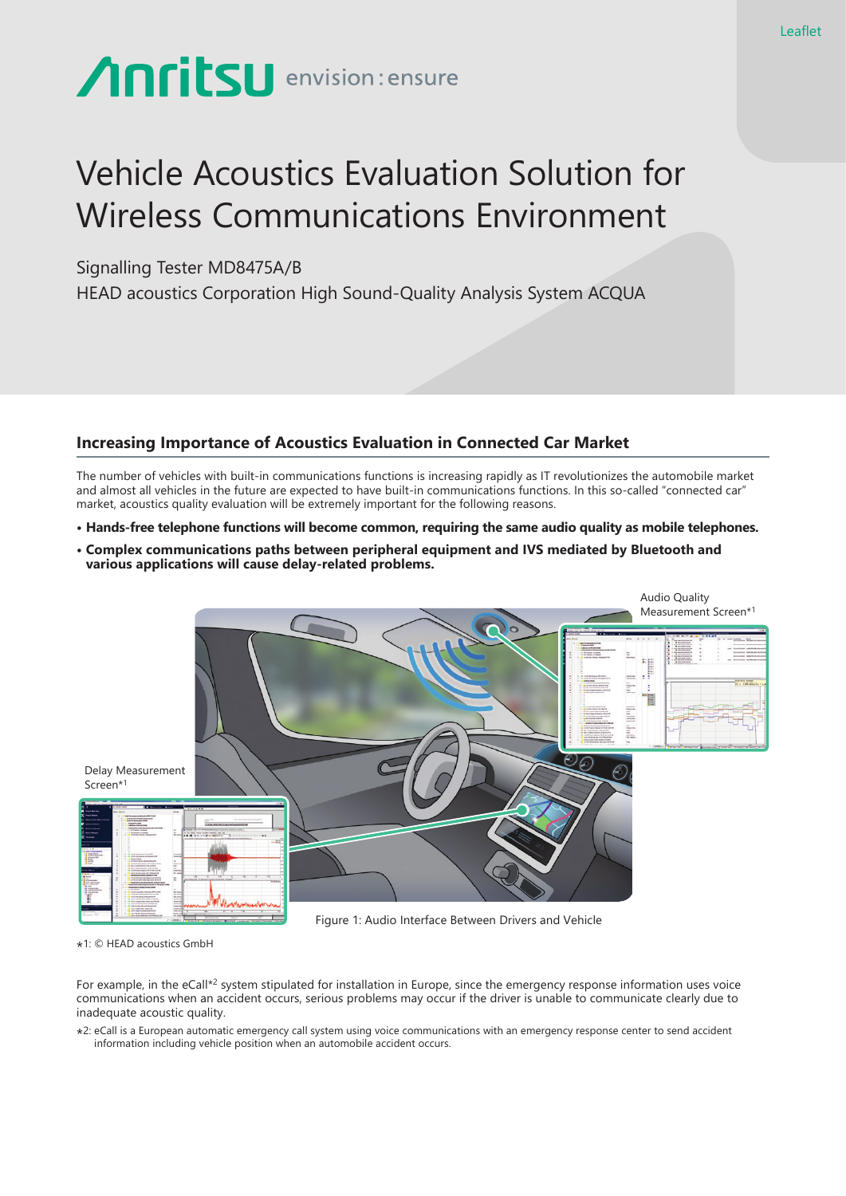Leaflet

Anritsu envision : ensure

# Vehicle Acoustics Evaluation Solution for Wireless Communications Environment

Signalling Tester MD8475A/B

HEAD acoustics Corporation High Sound-Quality Analysis System ACQUA

## Increasing Importance of Acoustics Evaluation in Connected Car Market

The number of vehicles with built-in communications functions is increasing rapidly as IT revolutionizes the automobile market and almost all vehicles in the future are expected to have built-in communications functions. In this so-called "connected car" market, acoustics quality evaluation will be extremely important for the following reasons.

- **Hands-free telephone functions will become common, requiring the same audio quality as mobile telephones.**
- **Complex communications paths between peripheral equipment and IVS mediated by Bluetooth and various applications will cause delay-related problems.**

Audio Quality Measurement Screen*1

Delay Measurement Screen*1

Figure 1: Audio Interface Between Drivers and Vehicle

*1: © HEAD acoustics GmbH

For example, in the eCall*2 system stipulated for installation in Europe, since the emergency response information uses voice communications when an accident occurs, serious problems may occur if the driver is unable to communicate clearly due to inadequate acoustic quality.

*2: eCall is a European automatic emergency call system using voice communications with an emergency response center to send accident information including vehicle position when an automobile accident occurs.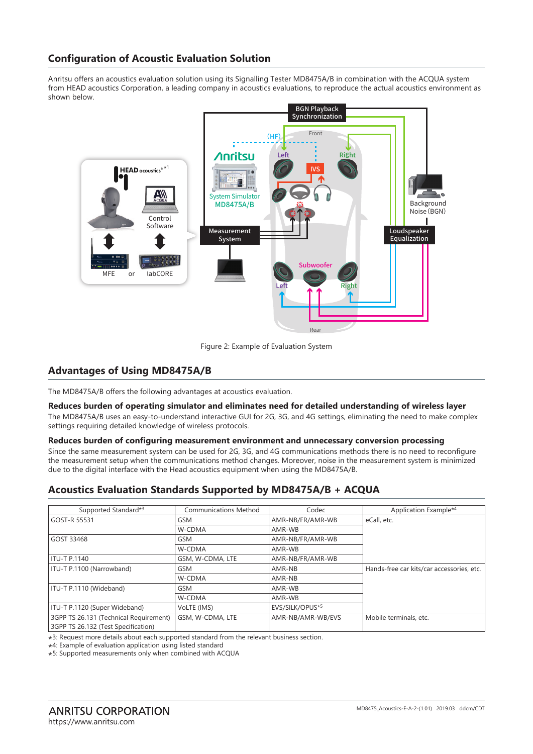## Configuration of Acoustic Evaluation Solution

Anritsu offers an acoustics evaluation solution using its Signalling Tester MD8475A/B in combination with the ACQUA system from HEAD acoustics Corporation, a leading company in acoustics evaluations, to reproduce the actual acoustics environment as shown below.

BGN Playback Synchronization

(HF)

Front

Left

Right

IVS

HEAD acoustics®*1

Anritsu

System Simulator MD8475A/B

Control Software

Background Noise (BGN)

Measurement System

Loudspeaker Equalization

MFE or labCORE

Subwoofer

Left

Right

Rear

Figure 2: Example of Evaluation System

## Advantages of Using MD8475A/B

The MD8475A/B offers the following advantages at acoustics evaluation.

**Reduces burden of operating simulator and eliminates need for detailed understanding of wireless layer**

The MD8475A/B uses an easy-to-understand interactive GUI for 2G, 3G, and 4G settings, eliminating the need to make complex settings requiring detailed knowledge of wireless protocols.

**Reduces burden of configuring measurement environment and unnecessary conversion processing**

Since the same measurement system can be used for 2G, 3G, and 4G communications methods there is no need to reconfigure the measurement setup when the communications method changes. Moreover, noise in the measurement system is minimized due to the digital interface with the Head acoustics equipment when using the MD8475A/B.

## Acoustics Evaluation Standards Supported by MD8475A/B + ACQUA

| Supported Standard*3 | Communications Method | Codec | Application Example*4 |
|---|---|---|---|
| GOST-R 55531 | GSM | AMR-NB/FR/AMR-WB | eCall, etc. |
| | W-CDMA | AMR-WB | |
| GOST 33468 | GSM | AMR-NB/FR/AMR-WB | |
| | W-CDMA | AMR-WB | |
| ITU-T P.1140 | GSM, W-CDMA, LTE | AMR-NB/FR/AMR-WB | |
| ITU-T P.1100 (Narrowband) | GSM | AMR-NB | Hands-free car kits/car accessories, etc. |
| | W-CDMA | AMR-NB | |
| ITU-T P.1110 (Wideband) | GSM | AMR-WB | |
| | W-CDMA | AMR-WB | |
| ITU-T P.1120 (Super Wideband) | VoLTE (IMS) | EVS/SILK/OPUS*5 | |
| 3GPP TS 26.131 (Technical Requirement) 3GPP TS 26.132 (Test Specification) | GSM, W-CDMA, LTE | AMR-NB/AMR-WB/EVS | Mobile terminals, etc. |

*3: Request more details about each supported standard from the relevant business section.
*4: Example of evaluation application using listed standard
*5: Supported measurements only when combined with ACQUA

ANRITSU CORPORATION
https://www.anritsu.com

MD8475_Acoustics-E-A-2-(1.01) 2019.03 ddcm/CDT